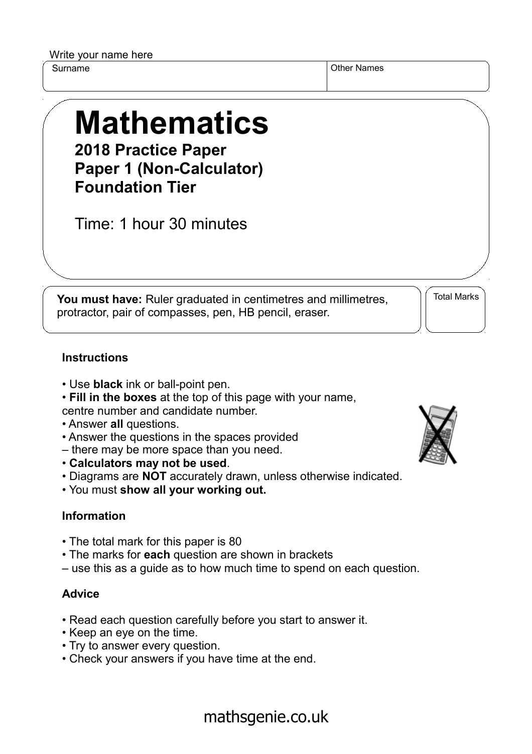Write your name here

| Surname | Other Names |
|---|---|
| | |

# Mathematics

**2018 Practice Paper**
**Paper 1 (Non-Calculator)**
**Foundation Tier**

Time: 1 hour 30 minutes

**You must have:** Ruler graduated in centimetres and millimetres, protractor, pair of compasses, pen, HB pencil, eraser.

Total Marks

### Instructions

- Use **black** ink or ball-point pen.
- **Fill in the boxes** at the top of this page with your name, centre number and candidate number.
- Answer **all** questions.
- Answer the questions in the spaces provided – there may be more space than you need.
- **Calculators may not be used**.
- Diagrams are **NOT** accurately drawn, unless otherwise indicated.
- You must **show all your working out.**

### Information

- The total mark for this paper is 80
- The marks for **each** question are shown in brackets – use this as a guide as to how much time to spend on each question.

### Advice

- Read each question carefully before you start to answer it.
- Keep an eye on the time.
- Try to answer every question.
- Check your answers if you have time at the end.

mathsgenie.co.uk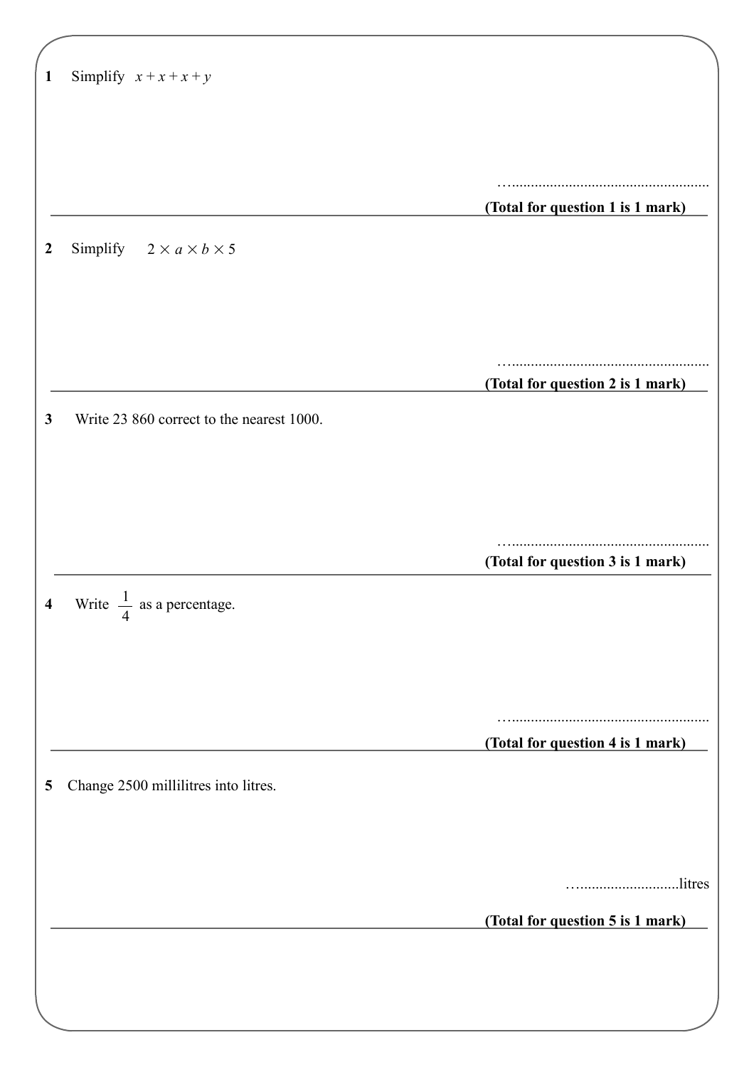**1** Simplify $x + x + x + y$

…......................................................

**(Total for question 1 is 1 mark)**

---

**2** Simplify $2 \times a \times b \times 5$

…......................................................

**(Total for question 2 is 1 mark)**

---

**3** Write 23 860 correct to the nearest 1000.

…......................................................

**(Total for question 3 is 1 mark)**

---

**4** Write $\frac{1}{4}$ as a percentage.

…......................................................

**(Total for question 4 is 1 mark)**

---

**5** Change 2500 millilitres into litres.

…...........................litres

**(Total for question 5 is 1 mark)**

---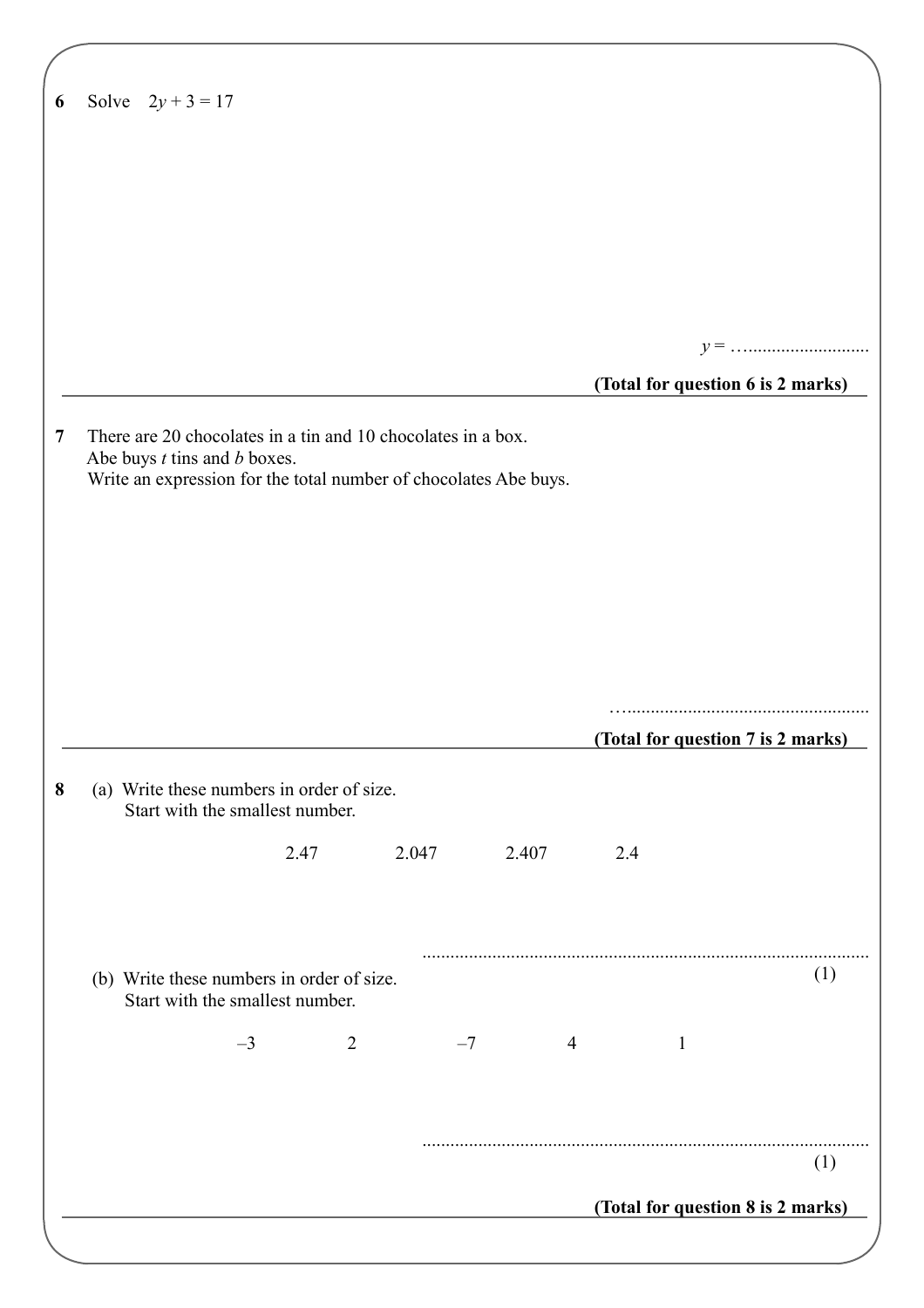**6** Solve $2y + 3 = 17$

$y =$ ..............................

**(Total for question 6 is 2 marks)**

---

**7** There are 20 chocolates in a tin and 10 chocolates in a box.
Abe buys $t$ tins and $b$ boxes.
Write an expression for the total number of chocolates Abe buys.

..............................................................

**(Total for question 7 is 2 marks)**

---

**8** (a) Write these numbers in order of size.
Start with the smallest number.

2.47 2.047 2.407 2.4

..............................................................................................
(1)

(b) Write these numbers in order of size.
Start with the smallest number.

–3 2 –7 4 1

..............................................................................................
(1)

**(Total for question 8 is 2 marks)**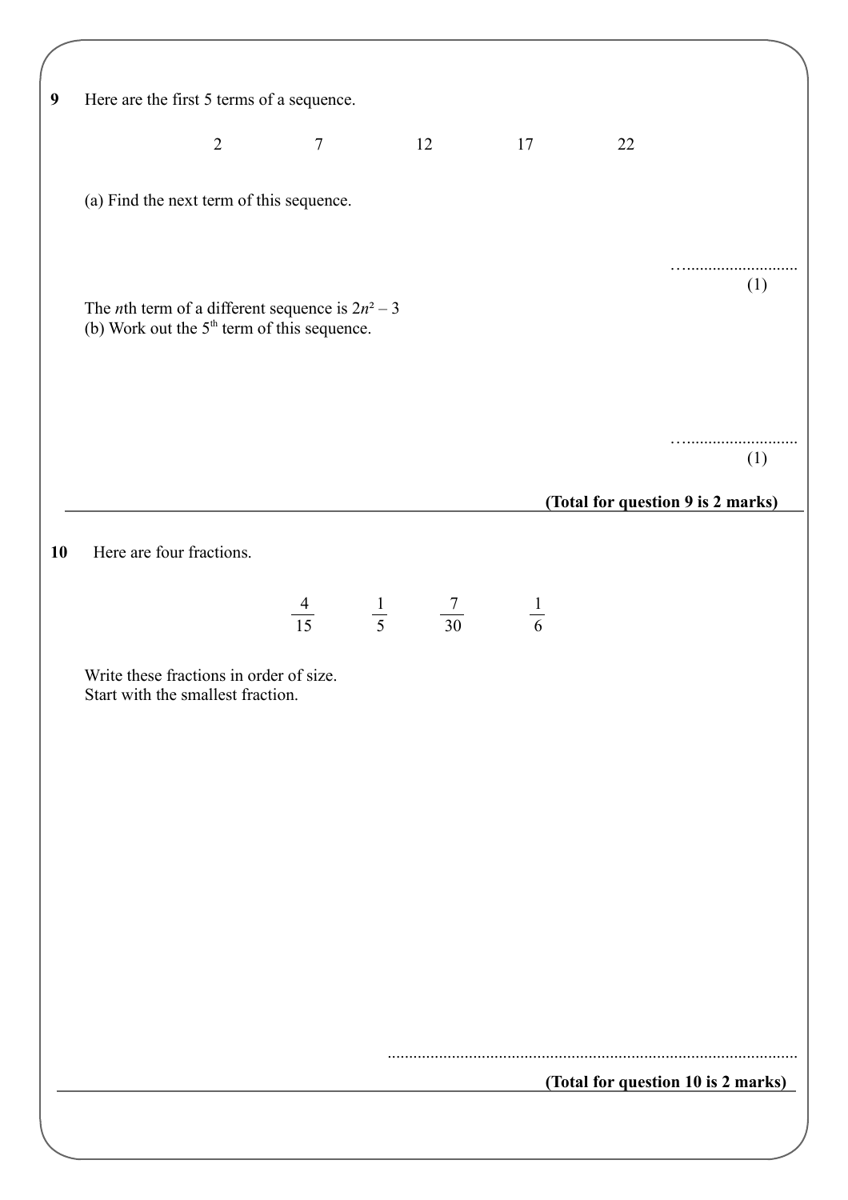**9** Here are the first 5 terms of a sequence.

$$2 \qquad 7 \qquad 12 \qquad 17 \qquad 22$$

(a) Find the next term of this sequence.

…..........................

(1)

The *n*th term of a different sequence is $2n^2 - 3$

(b) Work out the $5^{th}$ term of this sequence.

…..........................

(1)

**(Total for question 9 is 2 marks)**

---

**10** Here are four fractions.

$$\frac{4}{15} \qquad \frac{1}{5} \qquad \frac{7}{30} \qquad \frac{1}{6}$$

Write these fractions in order of size.
Start with the smallest fraction.

..............................................................................................

**(Total for question 10 is 2 marks)**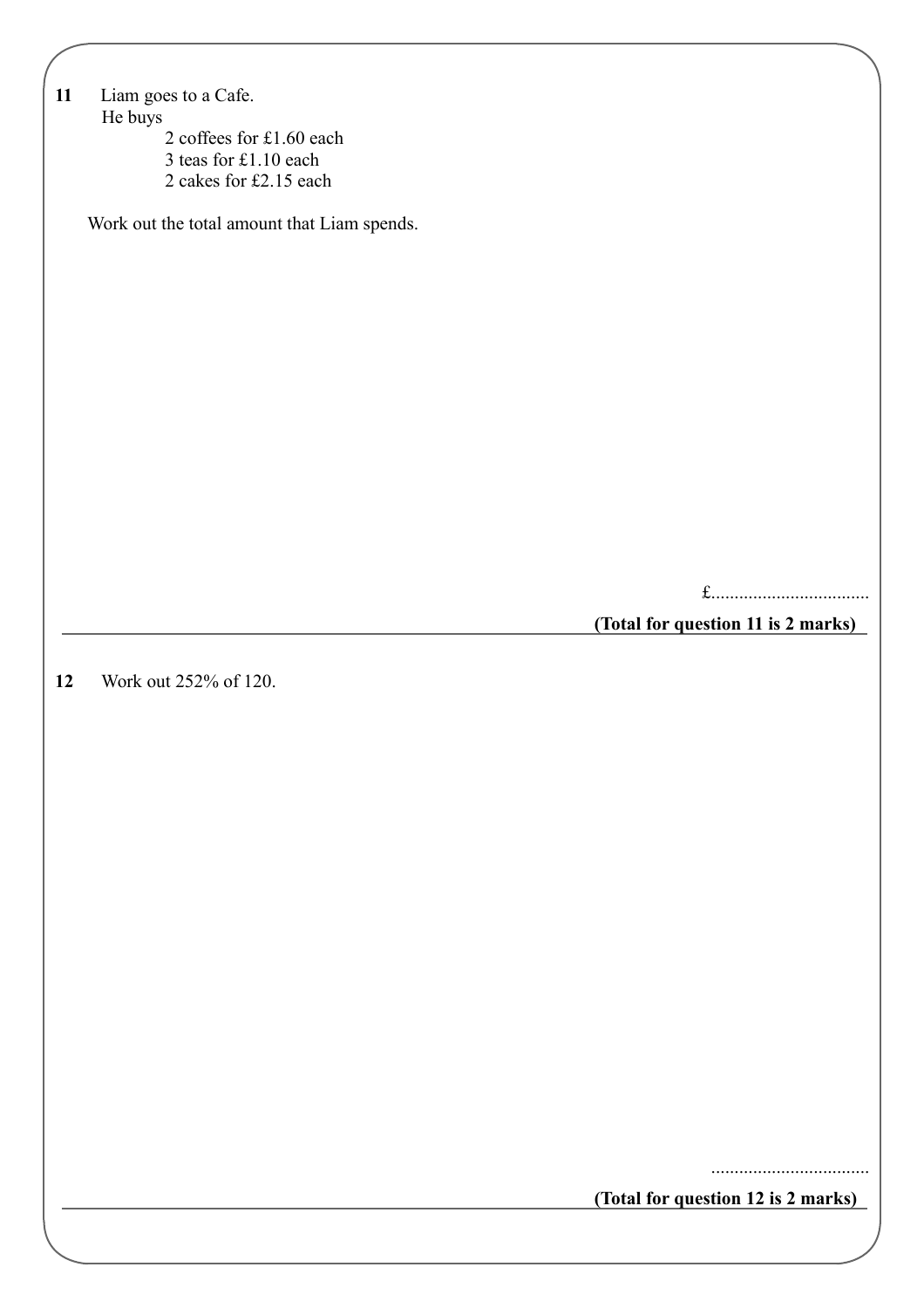**11** Liam goes to a Cafe.
He buys

2 coffees for £1.60 each
3 teas for £1.10 each
2 cakes for £2.15 each

Work out the total amount that Liam spends.

£..................................

**(Total for question 11 is 2 marks)**

---

**12** Work out 252% of 120.

..................................

**(Total for question 12 is 2 marks)**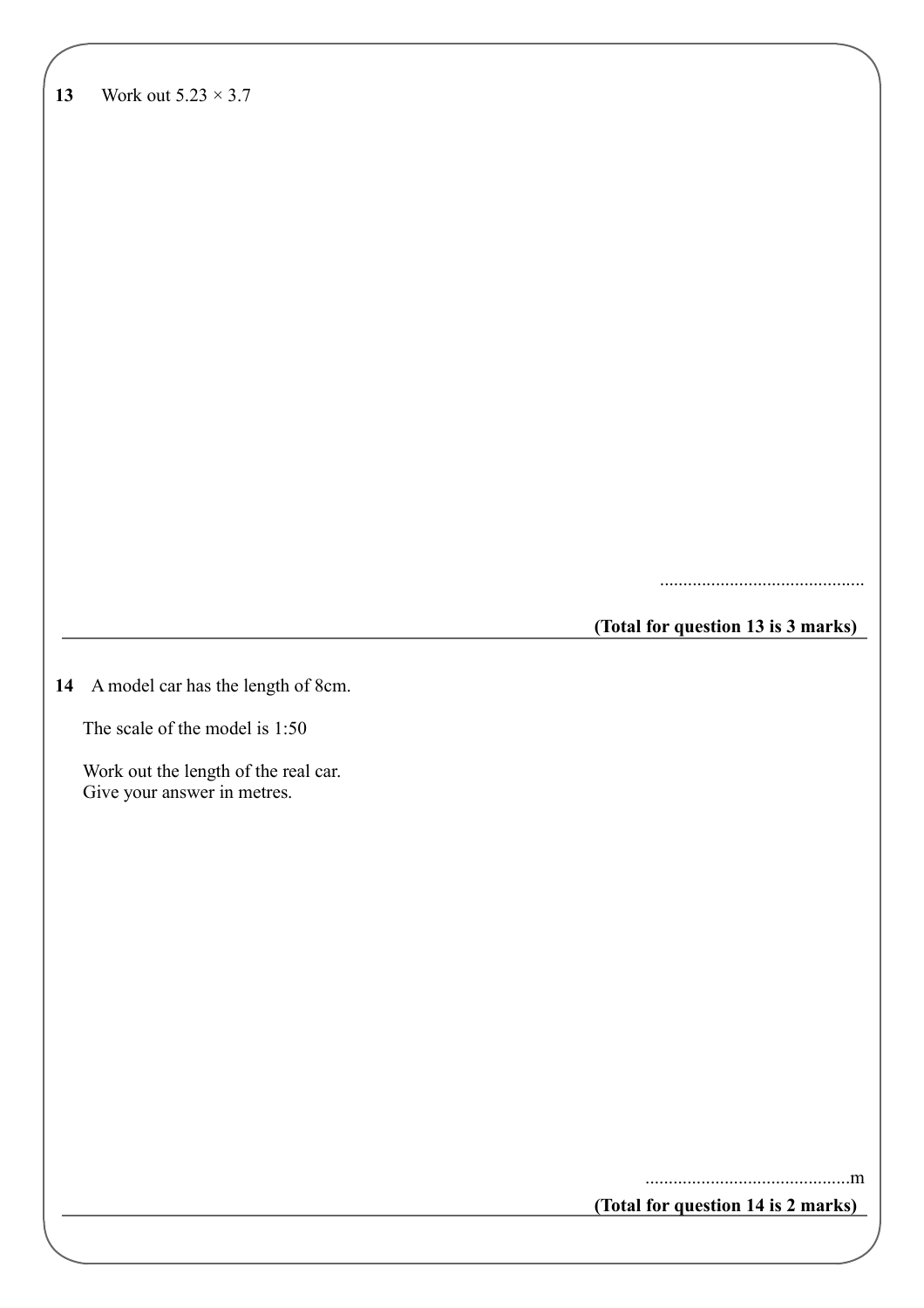**13** Work out $5.23 \times 3.7$

..............................................

**(Total for question 13 is 3 marks)**

---

**14** A model car has the length of 8cm.

The scale of the model is 1:50

Work out the length of the real car.
Give your answer in metres.

..............................................m

**(Total for question 14 is 2 marks)**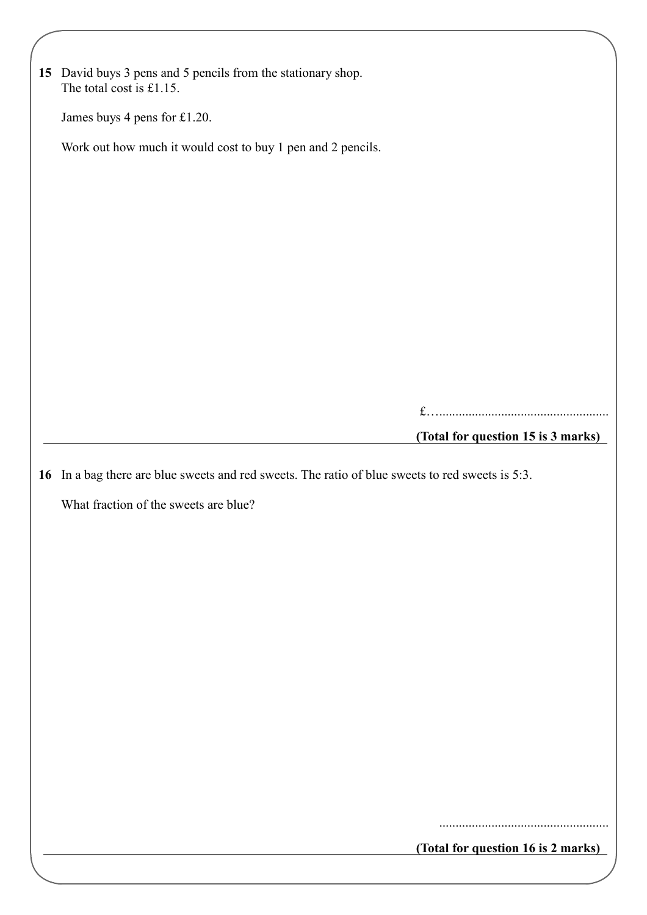**15** David buys 3 pens and 5 pencils from the stationary shop.
The total cost is £1.15.

James buys 4 pens for £1.20.

Work out how much it would cost to buy 1 pen and 2 pencils.

£….....................................................

**(Total for question 15 is 3 marks)**

---

**16** In a bag there are blue sweets and red sweets. The ratio of blue sweets to red sweets is 5:3.

What fraction of the sweets are blue?

....................................................

**(Total for question 16 is 2 marks)**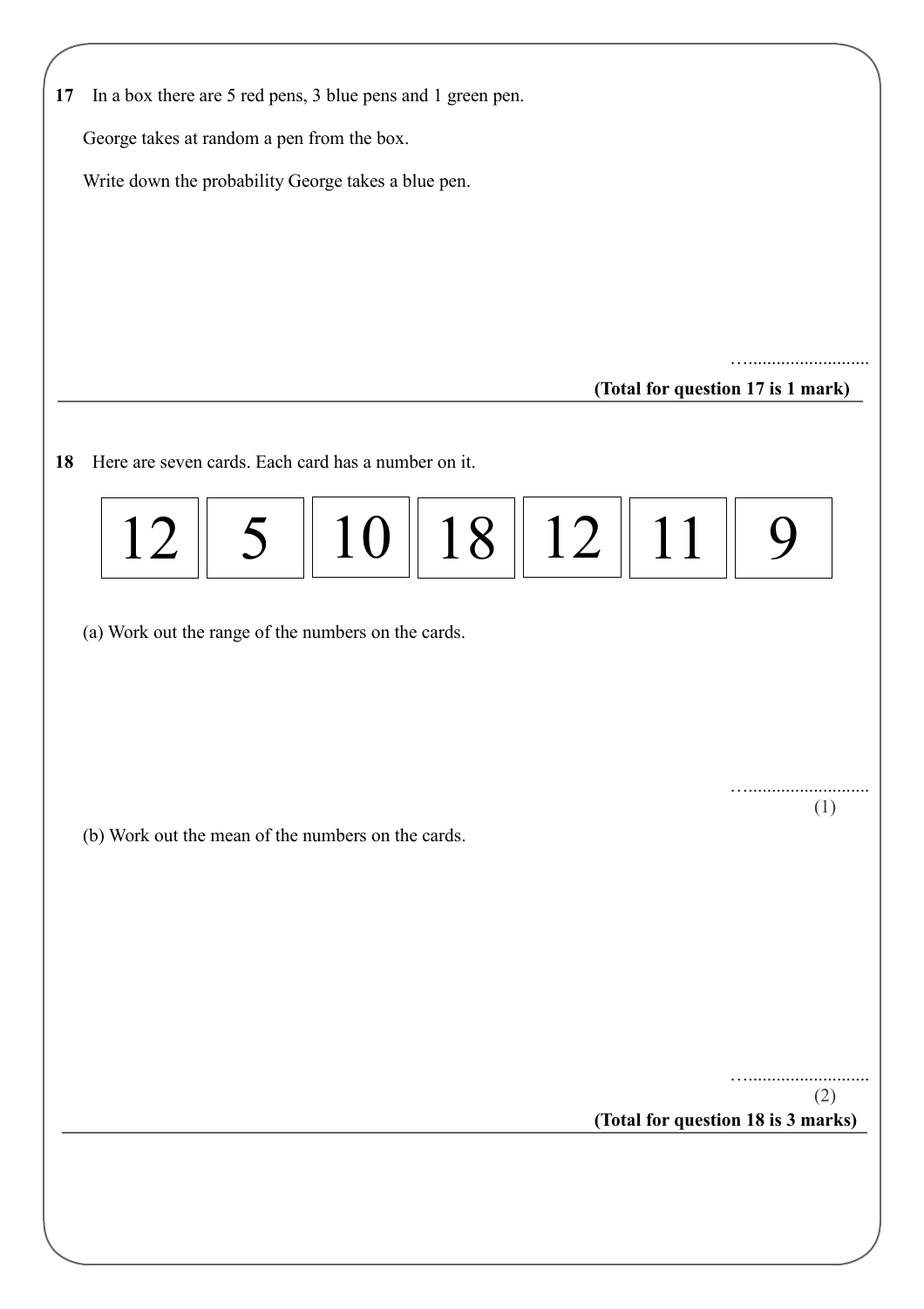**17** In a box there are 5 red pens, 3 blue pens and 1 green pen.

George takes at random a pen from the box.

Write down the probability George takes a blue pen.

…..........................

**(Total for question 17 is 1 mark)**

---

**18** Here are seven cards. Each card has a number on it.

| 12 | 5 | 10 | 18 | 12 | 11 | 9 |
|---|---|---|---|---|---|---|

(a) Work out the range of the numbers on the cards.

…..........................
(1)

(b) Work out the mean of the numbers on the cards.

…..........................
(2)

**(Total for question 18 is 3 marks)**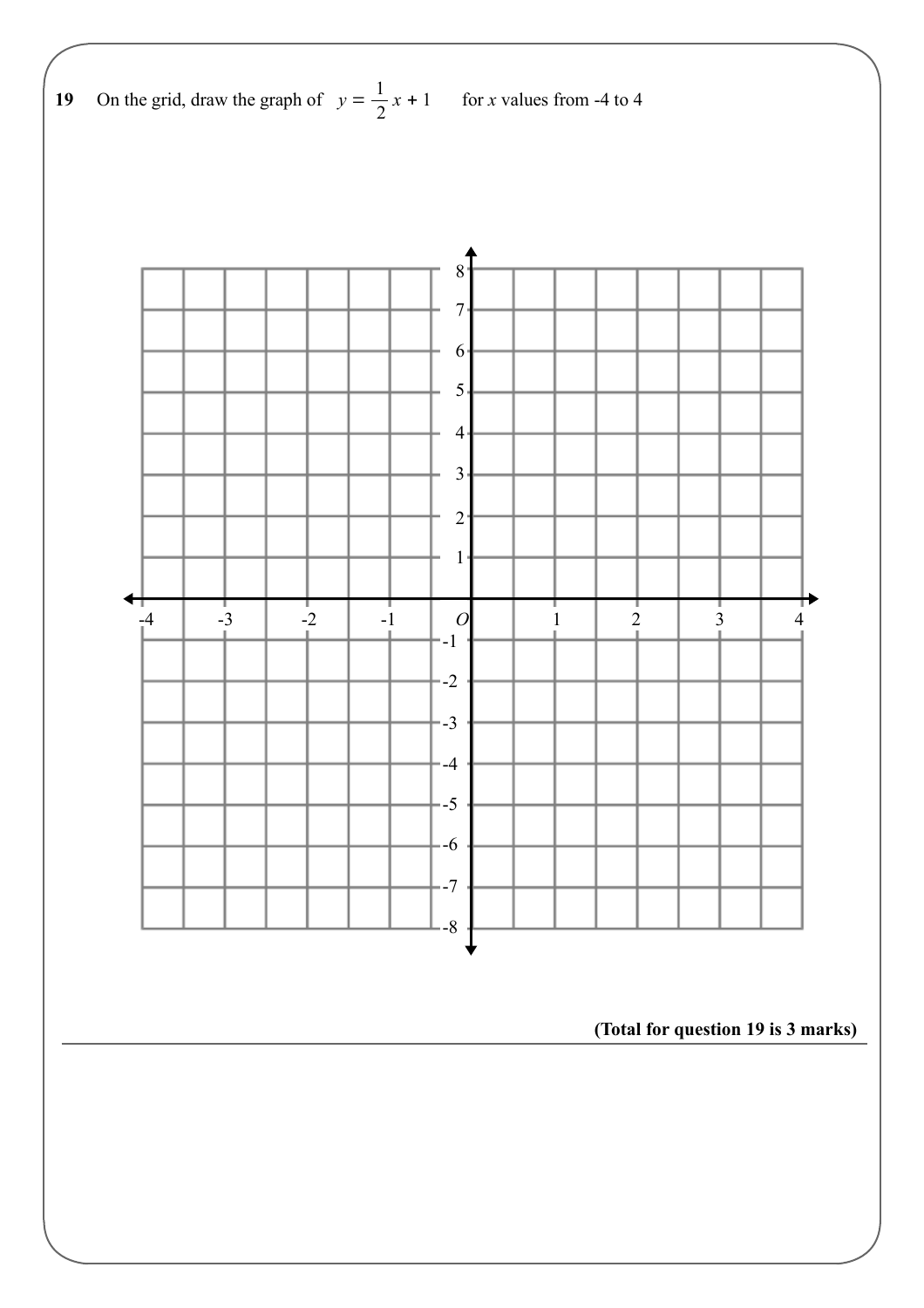**19** On the grid, draw the graph of $y = \frac{1}{2}x + 1$ for $x$ values from -4 to 4

**(Total for question 19 is 3 marks)**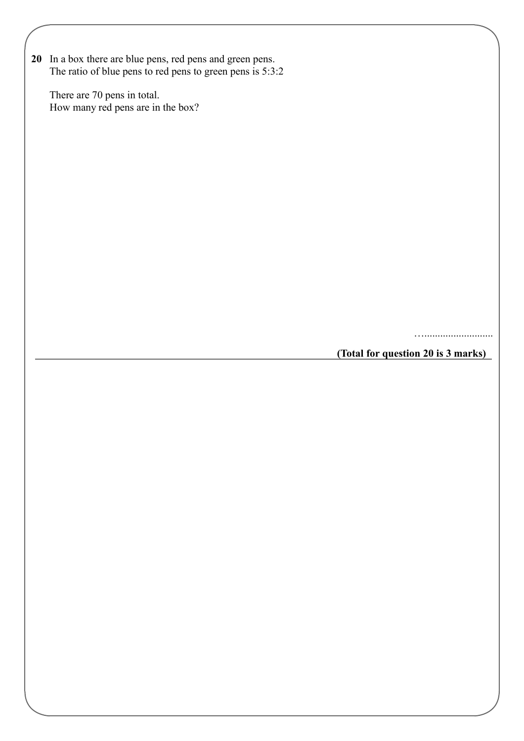**20** In a box there are blue pens, red pens and green pens.
The ratio of blue pens to red pens to green pens is 5:3:2

There are 70 pens in total.
How many red pens are in the box?

…..........................

**(Total for question 20 is 3 marks)**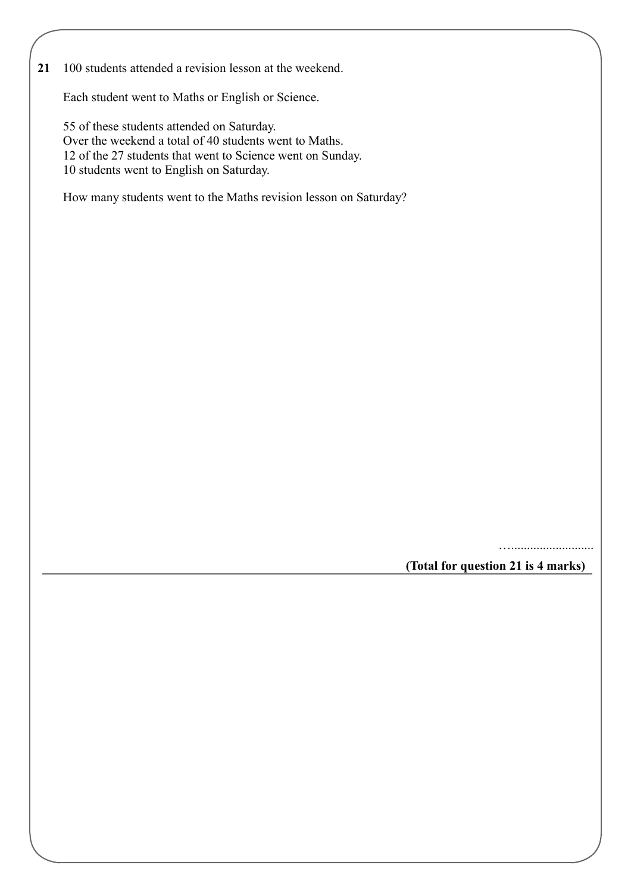**21** 100 students attended a revision lesson at the weekend.

Each student went to Maths or English or Science.

55 of these students attended on Saturday.
Over the weekend a total of 40 students went to Maths.
12 of the 27 students that went to Science went on Sunday.
10 students went to English on Saturday.

How many students went to the Maths revision lesson on Saturday?

…..........................

**(Total for question 21 is 4 marks)**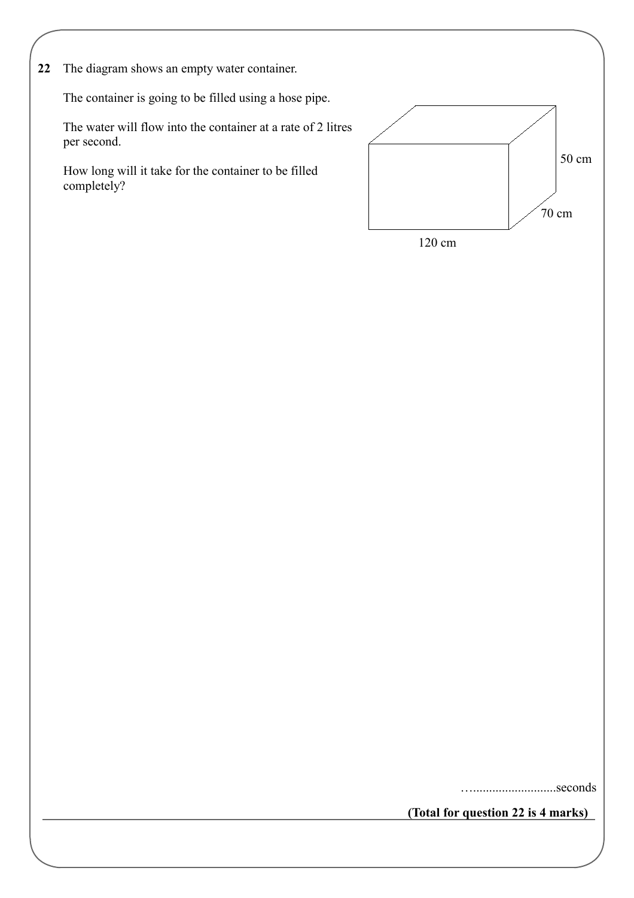**22** The diagram shows an empty water container.

The container is going to be filled using a hose pipe.

The water will flow into the container at a rate of 2 litres per second.

How long will it take for the container to be filled completely?

50 cm

70 cm

120 cm

…..........................seconds

**(Total for question 22 is 4 marks)**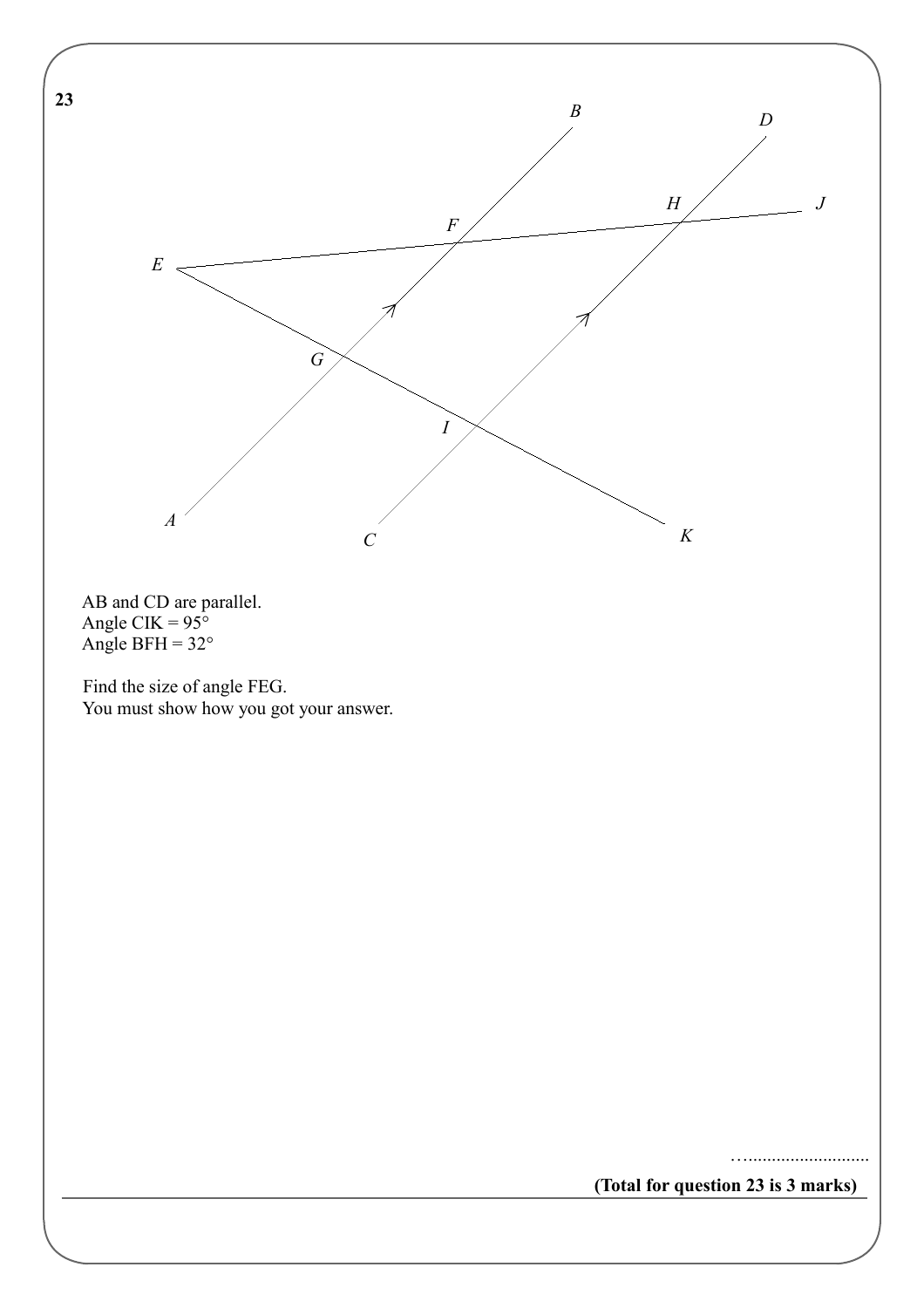**23**

AB and CD are parallel.
Angle CIK = 95°
Angle BFH = 32°

Find the size of angle FEG.
You must show how you got your answer.

…..........................

**(Total for question 23 is 3 marks)**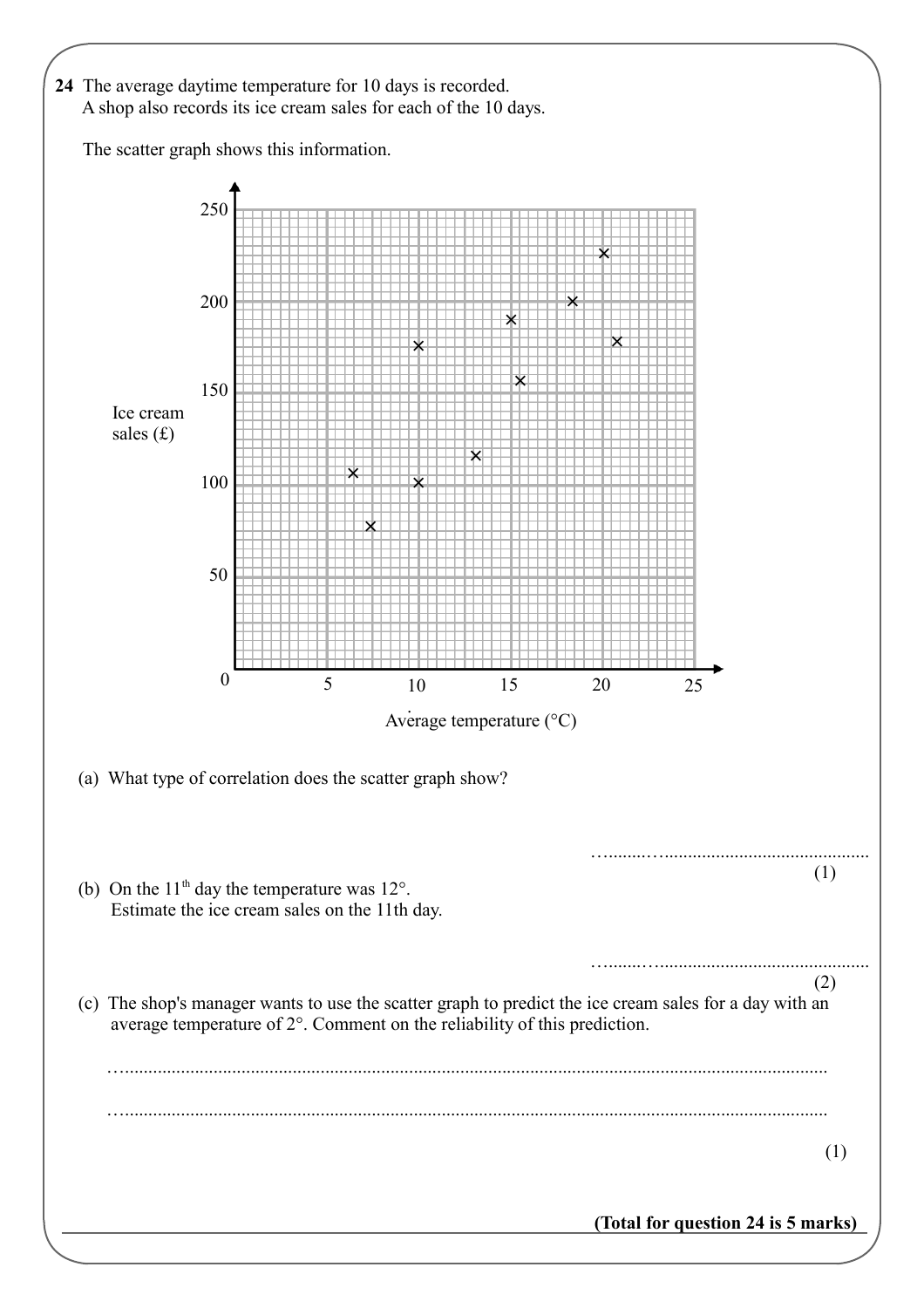**24** The average daytime temperature for 10 days is recorded.
A shop also records its ice cream sales for each of the 10 days.

The scatter graph shows this information.

(a) What type of correlation does the scatter graph show?

…........…...........................................

(1)

(b) On the 11th day the temperature was 12°.
Estimate the ice cream sales on the 11th day.

…........…...........................................

(2)

(c) The shop's manager wants to use the scatter graph to predict the ice cream sales for a day with an average temperature of 2°. Comment on the reliability of this prediction.

…...........................................................................................................................................

…...........................................................................................................................................

(1)

**(Total for question 24 is 5 marks)**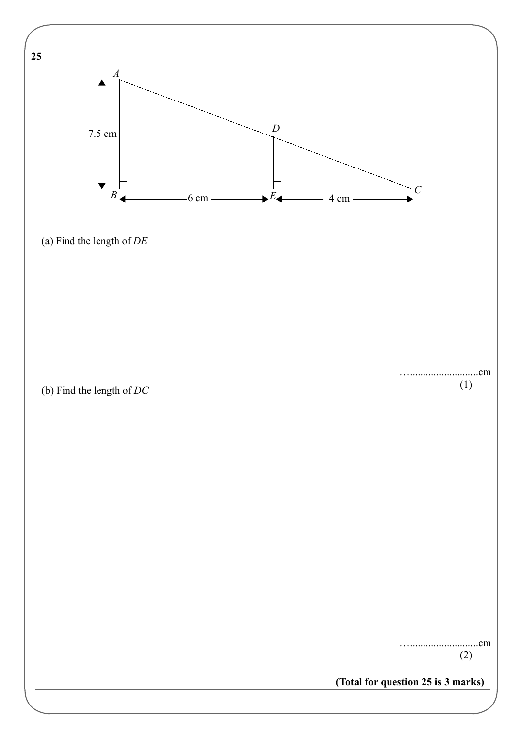**25**

A
7.5 cm
D
B
6 cm
E
4 cm
C

(a) Find the length of *DE*

…..........................cm
(1)

(b) Find the length of *DC*

…..........................cm
(2)

**(Total for question 25 is 3 marks)**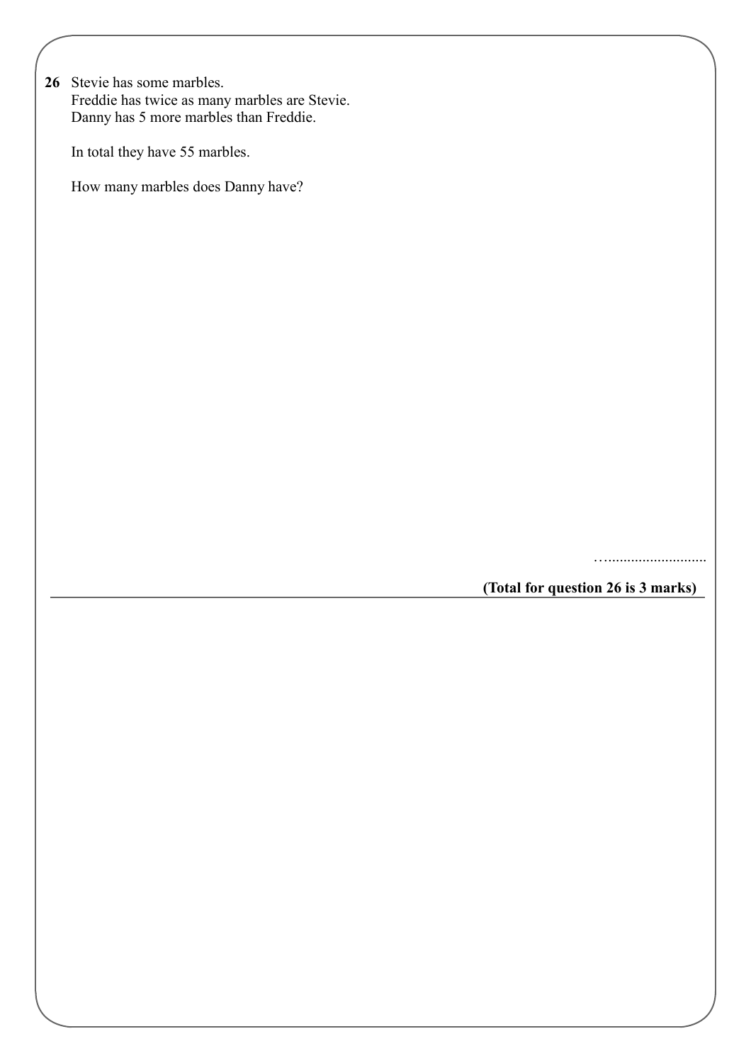**26** Stevie has some marbles.
Freddie has twice as many marbles are Stevie.
Danny has 5 more marbles than Freddie.

In total they have 55 marbles.

How many marbles does Danny have?

…..........................

**(Total for question 26 is 3 marks)**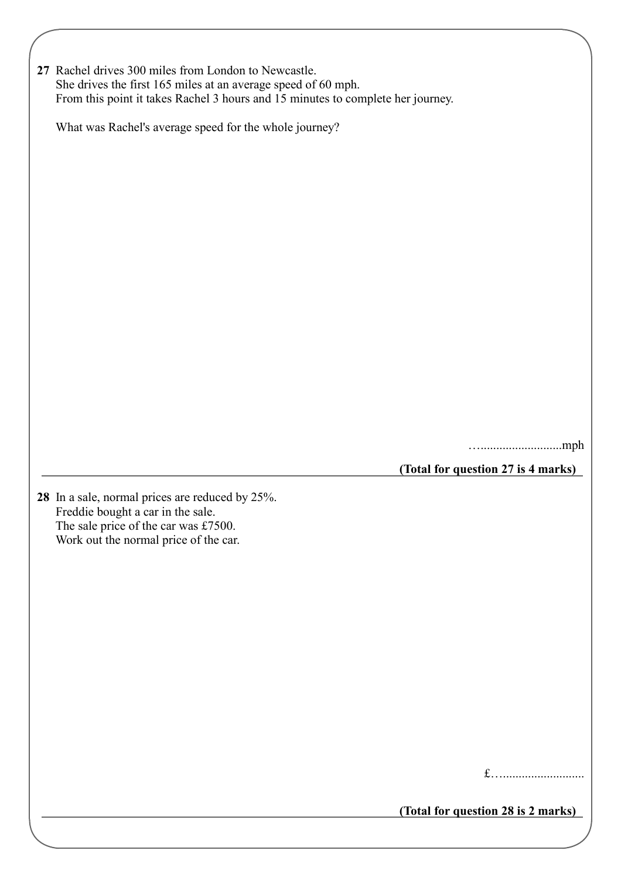**27** Rachel drives 300 miles from London to Newcastle.
She drives the first 165 miles at an average speed of 60 mph.
From this point it takes Rachel 3 hours and 15 minutes to complete her journey.

What was Rachel's average speed for the whole journey?

…..........................mph

**(Total for question 27 is 4 marks)**

---

**28** In a sale, normal prices are reduced by 25%.
Freddie bought a car in the sale.
The sale price of the car was £7500.
Work out the normal price of the car.

£…..........................

**(Total for question 28 is 2 marks)**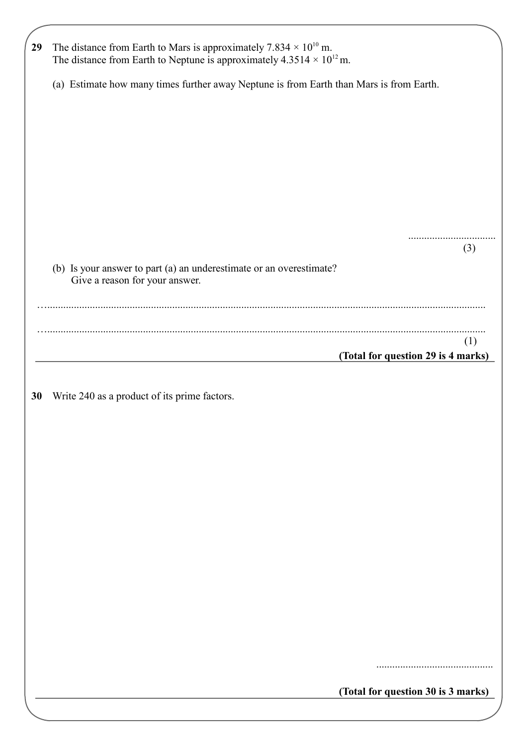**29** The distance from Earth to Mars is approximately $7.834 \times 10^{10}$ m.
The distance from Earth to Neptune is approximately $4.3514 \times 10^{12}$ m.

(a) Estimate how many times further away Neptune is from Earth than Mars is from Earth.

.................................
(3)

(b) Is your answer to part (a) an underestimate or an overestimate?
Give a reason for your answer.

…...................................................................................................................................................

…...................................................................................................................................................
(1)

**(Total for question 29 is 4 marks)**

---

**30** Write 240 as a product of its prime factors.

............................................

**(Total for question 30 is 3 marks)**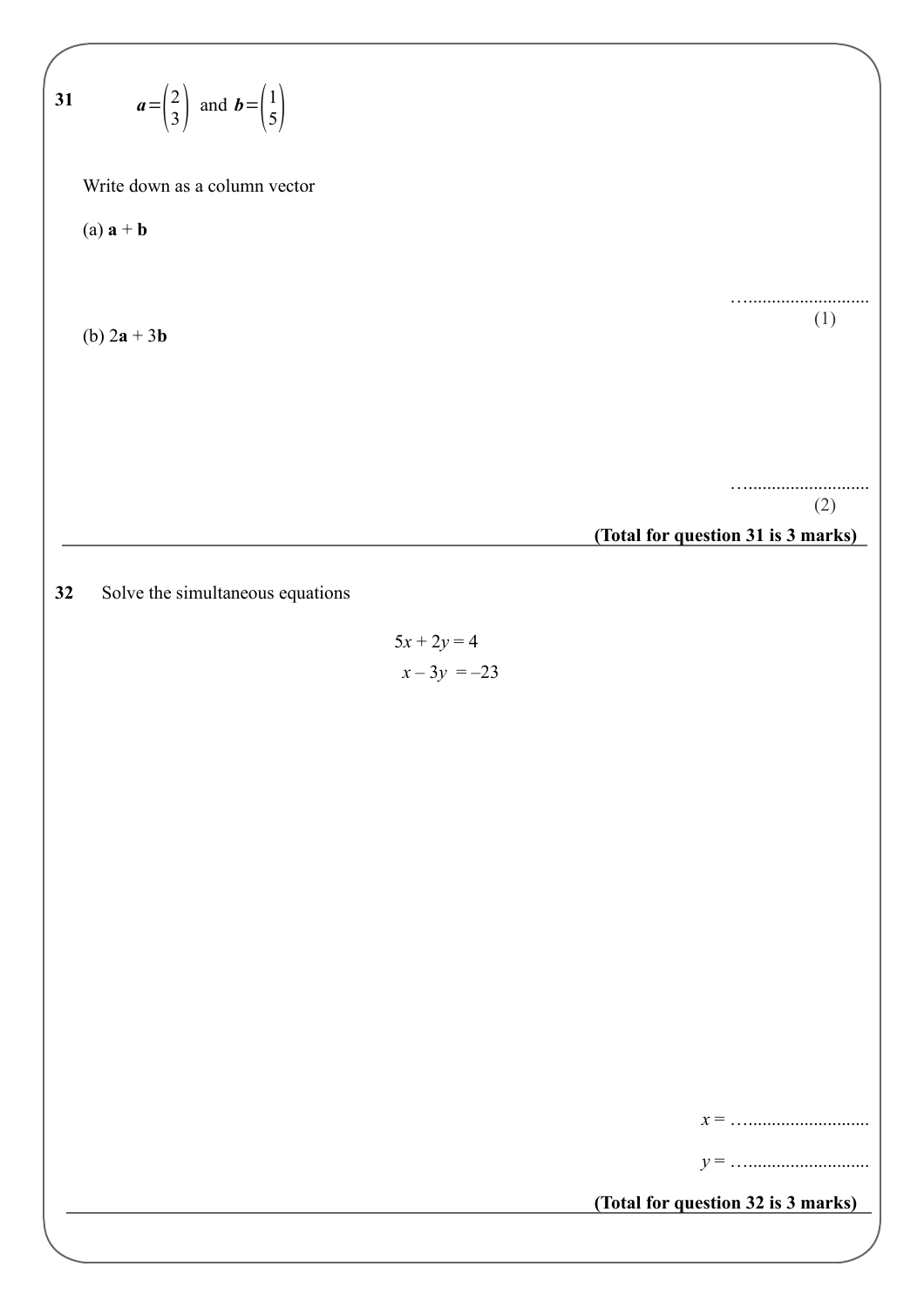**31** $\boldsymbol{a} = \begin{pmatrix} 2 \\ 3 \end{pmatrix}$ and $\boldsymbol{b} = \begin{pmatrix} 1 \\ 5 \end{pmatrix}$

Write down as a column vector

(a) $\mathbf{a} + \mathbf{b}$

…..........................

(1)

(b) $2\mathbf{a} + 3\mathbf{b}$

…..........................

(2)

**(Total for question 31 is 3 marks)**

---

**32** Solve the simultaneous equations

$$5x + 2y = 4$$
$$x - 3y = -23$$

$x =$ …..........................

$y =$ …..........................

**(Total for question 32 is 3 marks)**